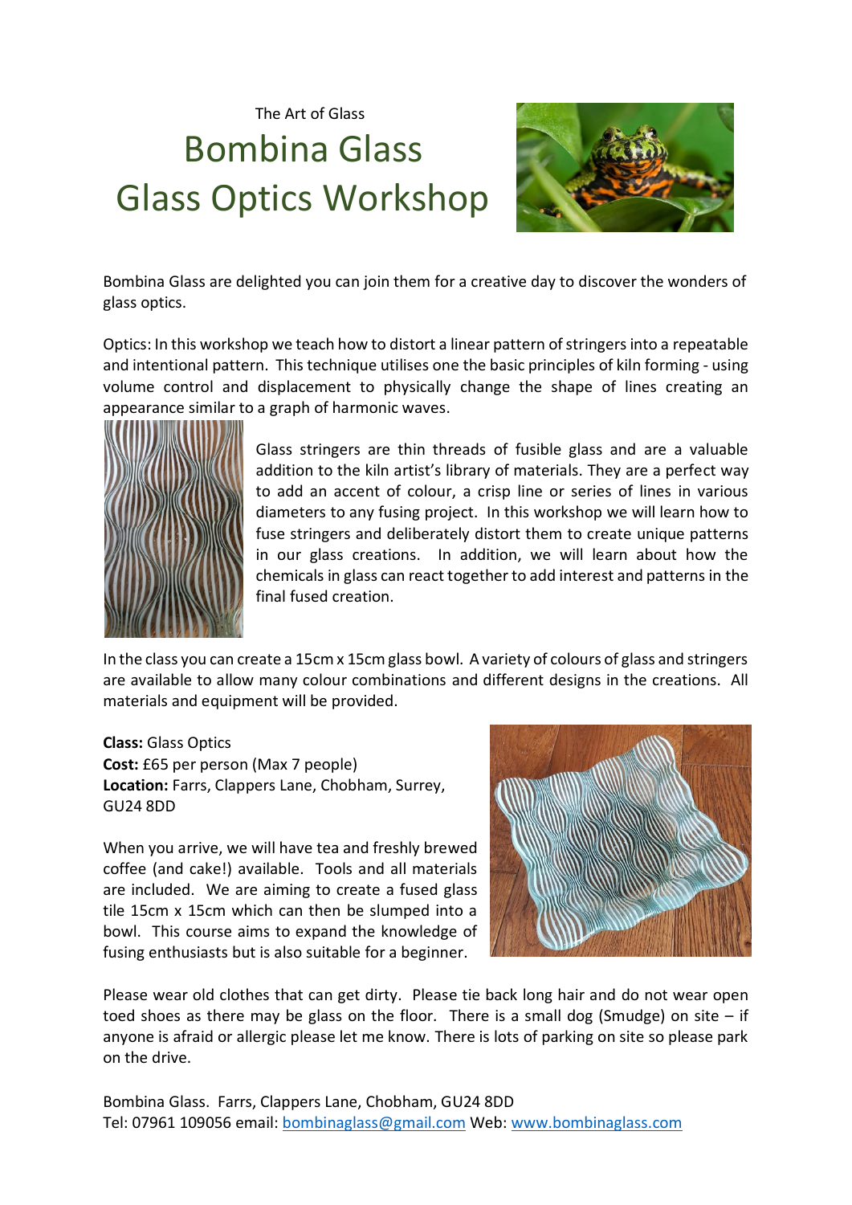The Art of Glass

# Bombina Glass
# Glass Optics Workshop

Bombina Glass are delighted you can join them for a creative day to discover the wonders of glass optics.

Optics: In this workshop we teach how to distort a linear pattern of stringers into a repeatable and intentional pattern. This technique utilises one the basic principles of kiln forming - using volume control and displacement to physically change the shape of lines creating an appearance similar to a graph of harmonic waves.

Glass stringers are thin threads of fusible glass and are a valuable addition to the kiln artist's library of materials. They are a perfect way to add an accent of colour, a crisp line or series of lines in various diameters to any fusing project. In this workshop we will learn how to fuse stringers and deliberately distort them to create unique patterns in our glass creations. In addition, we will learn about how the chemicals in glass can react together to add interest and patterns in the final fused creation.

In the class you can create a 15cm x 15cm glass bowl. A variety of colours of glass and stringers are available to allow many colour combinations and different designs in the creations. All materials and equipment will be provided.

**Class:** Glass Optics
**Cost:** £65 per person (Max 7 people)
**Location:** Farrs, Clappers Lane, Chobham, Surrey, GU24 8DD

When you arrive, we will have tea and freshly brewed coffee (and cake!) available. Tools and all materials are included. We are aiming to create a fused glass tile 15cm x 15cm which can then be slumped into a bowl. This course aims to expand the knowledge of fusing enthusiasts but is also suitable for a beginner.

Please wear old clothes that can get dirty. Please tie back long hair and do not wear open toed shoes as there may be glass on the floor. There is a small dog (Smudge) on site – if anyone is afraid or allergic please let me know. There is lots of parking on site so please park on the drive.

Bombina Glass. Farrs, Clappers Lane, Chobham, GU24 8DD
Tel: 07961 109056 email: bombinaglass@gmail.com Web: www.bombinaglass.com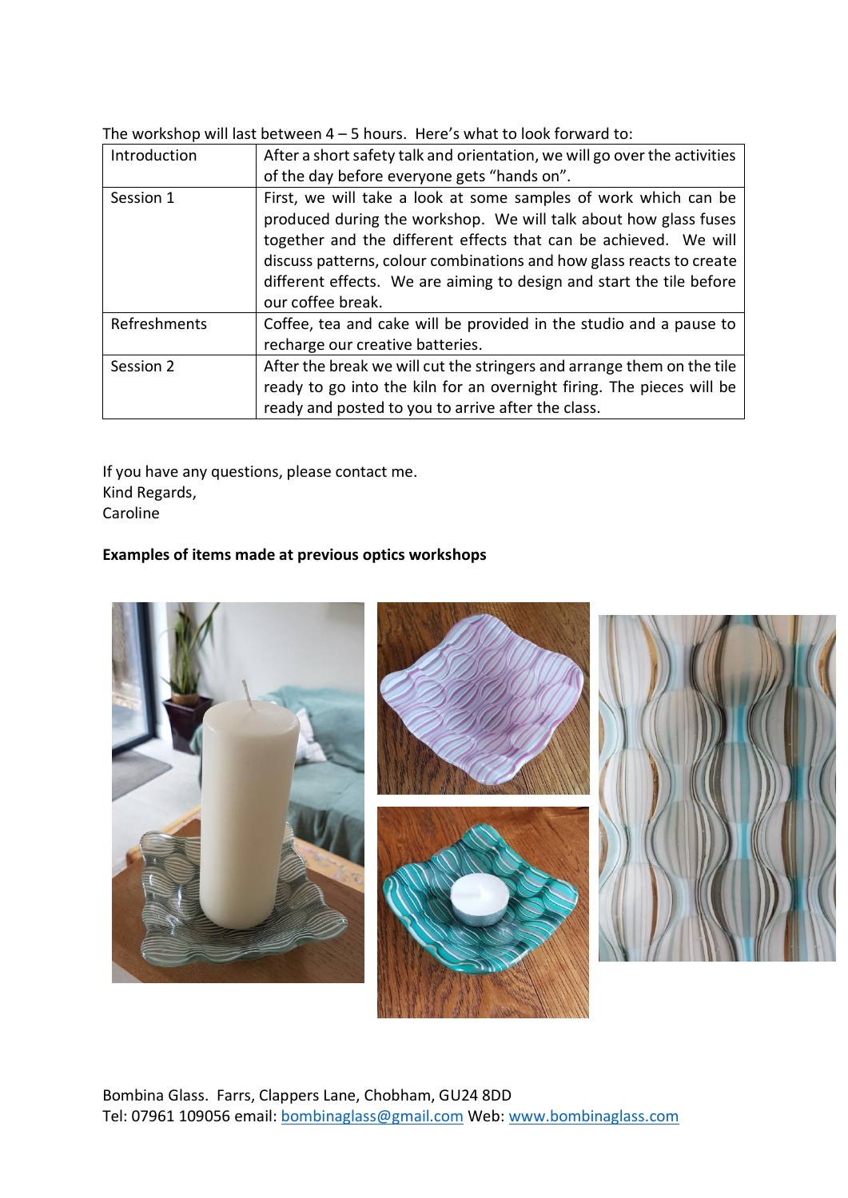The workshop will last between 4 – 5 hours. Here's what to look forward to:

| | |
|---|---|
| Introduction | After a short safety talk and orientation, we will go over the activities of the day before everyone gets "hands on". |
| Session 1 | First, we will take a look at some samples of work which can be produced during the workshop. We will talk about how glass fuses together and the different effects that can be achieved. We will discuss patterns, colour combinations and how glass reacts to create different effects. We are aiming to design and start the tile before our coffee break. |
| Refreshments | Coffee, tea and cake will be provided in the studio and a pause to recharge our creative batteries. |
| Session 2 | After the break we will cut the stringers and arrange them on the tile ready to go into the kiln for an overnight firing. The pieces will be ready and posted to you to arrive after the class. |

If you have any questions, please contact me.
Kind Regards,
Caroline

**Examples of items made at previous optics workshops**

Bombina Glass. Farrs, Clappers Lane, Chobham, GU24 8DD
Tel: 07961 109056 email: bombinaglass@gmail.com Web: www.bombinaglass.com